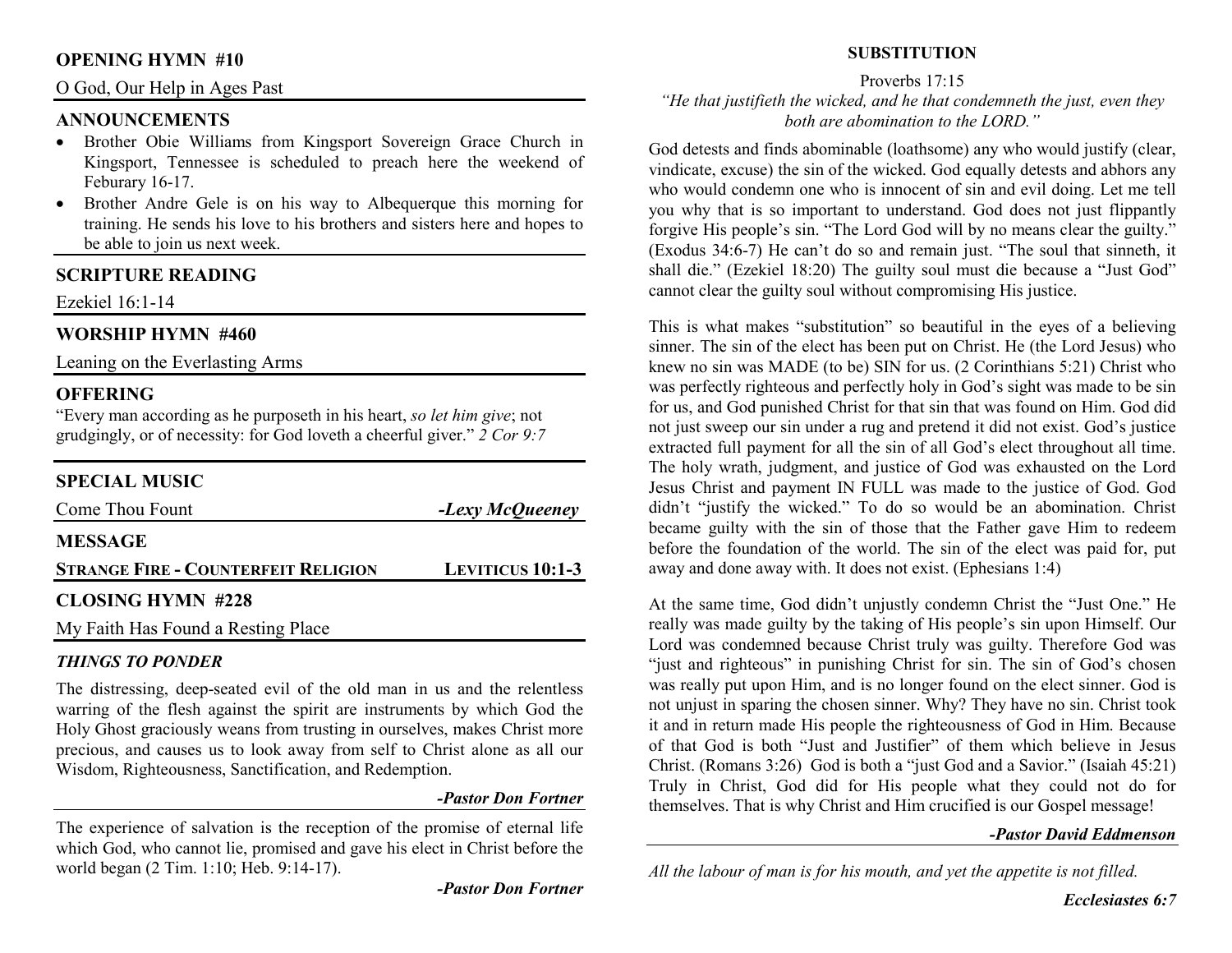## OPENING HYMN #10

O God, Our Help in Ages Past

## ANNOUNCEMENTS

- Brother Obie Williams from Kingsport Sovereign Grace Church in Kingsport, Tennessee is scheduled to preach here the weekend of Feburary 16-17.
- Brother Andre Gele is on his way to Albequerque this morning for training. He sends his love to his brothers and sisters here and hopes to be able to join us next week.

## SCRIPTURE READING

Ezekiel 16:1-14

## WORSHIP HYMN #460

Leaning on the Everlasting Arms

## OFFERING

"Every man according as he purposeth in his heart, *so let him give*; not grudgingly, or of necessity: for God loveth a cheerful giver." *2 Cor 9:7*

## SPECIAL MUSIC

Come Thou Fount — ***-Lexy McQueeney***

## MESSAGE

**STRANGE FIRE - COUNTERFEIT RELIGION** — **LEVITICUS 10:1-3**

## CLOSING HYMN #228

My Faith Has Found a Resting Place

### *THINGS TO PONDER*

The distressing, deep-seated evil of the old man in us and the relentless warring of the flesh against the spirit are instruments by which God the Holy Ghost graciously weans from trusting in ourselves, makes Christ more precious, and causes us to look away from self to Christ alone as all our Wisdom, Righteousness, Sanctification, and Redemption.

***-Pastor Don Fortner***

The experience of salvation is the reception of the promise of eternal life which God, who cannot lie, promised and gave his elect in Christ before the world began (2 Tim. 1:10; Heb. 9:14-17).

***-Pastor Don Fortner***

## SUBSTITUTION

Proverbs 17:15

*"He that justifieth the wicked, and he that condemneth the just, even they both are abomination to the LORD."*

God detests and finds abominable (loathsome) any who would justify (clear, vindicate, excuse) the sin of the wicked. God equally detests and abhors any who would condemn one who is innocent of sin and evil doing. Let me tell you why that is so important to understand. God does not just flippantly forgive His people's sin. "The Lord God will by no means clear the guilty." (Exodus 34:6-7) He can't do so and remain just. "The soul that sinneth, it shall die." (Ezekiel 18:20) The guilty soul must die because a "Just God" cannot clear the guilty soul without compromising His justice.

This is what makes "substitution" so beautiful in the eyes of a believing sinner. The sin of the elect has been put on Christ. He (the Lord Jesus) who knew no sin was MADE (to be) SIN for us. (2 Corinthians 5:21) Christ who was perfectly righteous and perfectly holy in God's sight was made to be sin for us, and God punished Christ for that sin that was found on Him. God did not just sweep our sin under a rug and pretend it did not exist. God's justice extracted full payment for all the sin of all God's elect throughout all time. The holy wrath, judgment, and justice of God was exhausted on the Lord Jesus Christ and payment IN FULL was made to the justice of God. God didn't "justify the wicked." To do so would be an abomination. Christ became guilty with the sin of those that the Father gave Him to redeem before the foundation of the world. The sin of the elect was paid for, put away and done away with. It does not exist. (Ephesians 1:4)

At the same time, God didn't unjustly condemn Christ the "Just One." He really was made guilty by the taking of His people's sin upon Himself. Our Lord was condemned because Christ truly was guilty. Therefore God was "just and righteous" in punishing Christ for sin. The sin of God's chosen was really put upon Him, and is no longer found on the elect sinner. God is not unjust in sparing the chosen sinner. Why? They have no sin. Christ took it and in return made His people the righteousness of God in Him. Because of that God is both "Just and Justifier" of them which believe in Jesus Christ. (Romans 3:26) God is both a "just God and a Savior." (Isaiah 45:21) Truly in Christ, God did for His people what they could not do for themselves. That is why Christ and Him crucified is our Gospel message!

***-Pastor David Eddmenson***

*All the labour of man is for his mouth, and yet the appetite is not filled.*

***Ecclesiastes 6:7***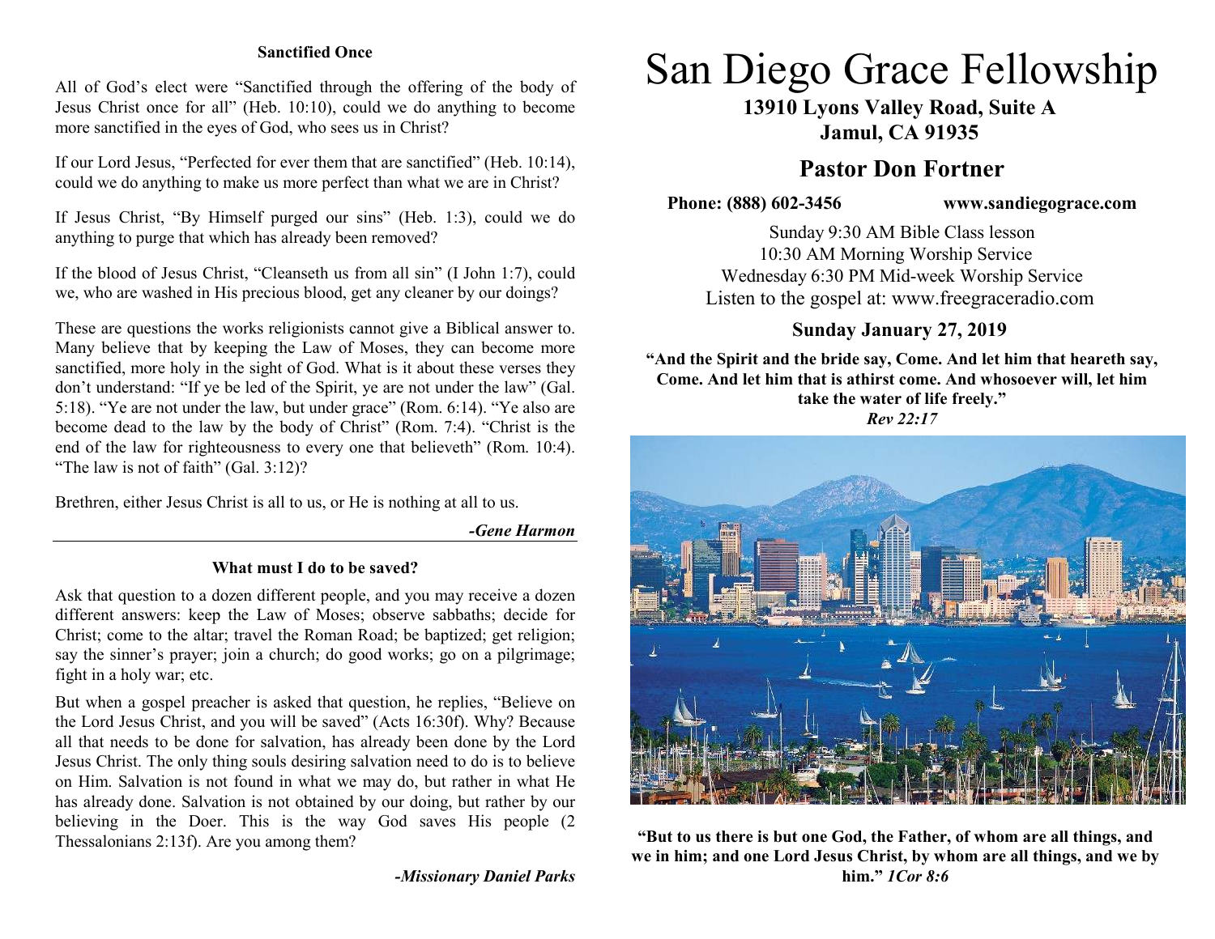### Sanctified Once

All of God's elect were "Sanctified through the offering of the body of Jesus Christ once for all" (Heb. 10:10), could we do anything to become more sanctified in the eyes of God, who sees us in Christ?

If our Lord Jesus, "Perfected for ever them that are sanctified" (Heb. 10:14), could we do anything to make us more perfect than what we are in Christ?

If Jesus Christ, "By Himself purged our sins" (Heb. 1:3), could we do anything to purge that which has already been removed?

If the blood of Jesus Christ, "Cleanseth us from all sin" (I John 1:7), could we, who are washed in His precious blood, get any cleaner by our doings?

These are questions the works religionists cannot give a Biblical answer to. Many believe that by keeping the Law of Moses, they can become more sanctified, more holy in the sight of God. What is it about these verses they don't understand: "If ye be led of the Spirit, ye are not under the law" (Gal. 5:18). "Ye are not under the law, but under grace" (Rom. 6:14). "Ye also are become dead to the law by the body of Christ" (Rom. 7:4). "Christ is the end of the law for righteousness to every one that believeth" (Rom. 10:4). "The law is not of faith" (Gal. 3:12)?

Brethren, either Jesus Christ is all to us, or He is nothing at all to us.

***-Gene Harmon***

---

### What must I do to be saved?

Ask that question to a dozen different people, and you may receive a dozen different answers: keep the Law of Moses; observe sabbaths; decide for Christ; come to the altar; travel the Roman Road; be baptized; get religion; say the sinner's prayer; join a church; do good works; go on a pilgrimage; fight in a holy war; etc.

But when a gospel preacher is asked that question, he replies, "Believe on the Lord Jesus Christ, and you will be saved" (Acts 16:30f). Why? Because all that needs to be done for salvation, has already been done by the Lord Jesus Christ. The only thing souls desiring salvation need to do is to believe on Him. Salvation is not found in what we may do, but rather in what He has already done. Salvation is not obtained by our doing, but rather by our believing in the Doer. This is the way God saves His people (2 Thessalonians 2:13f). Are you among them?

***-Missionary Daniel Parks***

# San Diego Grace Fellowship

**13910 Lyons Valley Road, Suite A**
**Jamul, CA 91935**

## Pastor Don Fortner

**Phone: (888) 602-3456** **www.sandiegograce.com**

Sunday 9:30 AM Bible Class lesson
10:30 AM Morning Worship Service
Wednesday 6:30 PM Mid-week Worship Service
Listen to the gospel at: www.freegraceradio.com

### Sunday January 27, 2019

**"And the Spirit and the bride say, Come. And let him that heareth say, Come. And let him that is athirst come. And whosoever will, let him take the water of life freely."**
***Rev 22:17***

**"But to us there is but one God, the Father, of whom are all things, and we in him; and one Lord Jesus Christ, by whom are all things, and we by him."** ***1Cor 8:6***